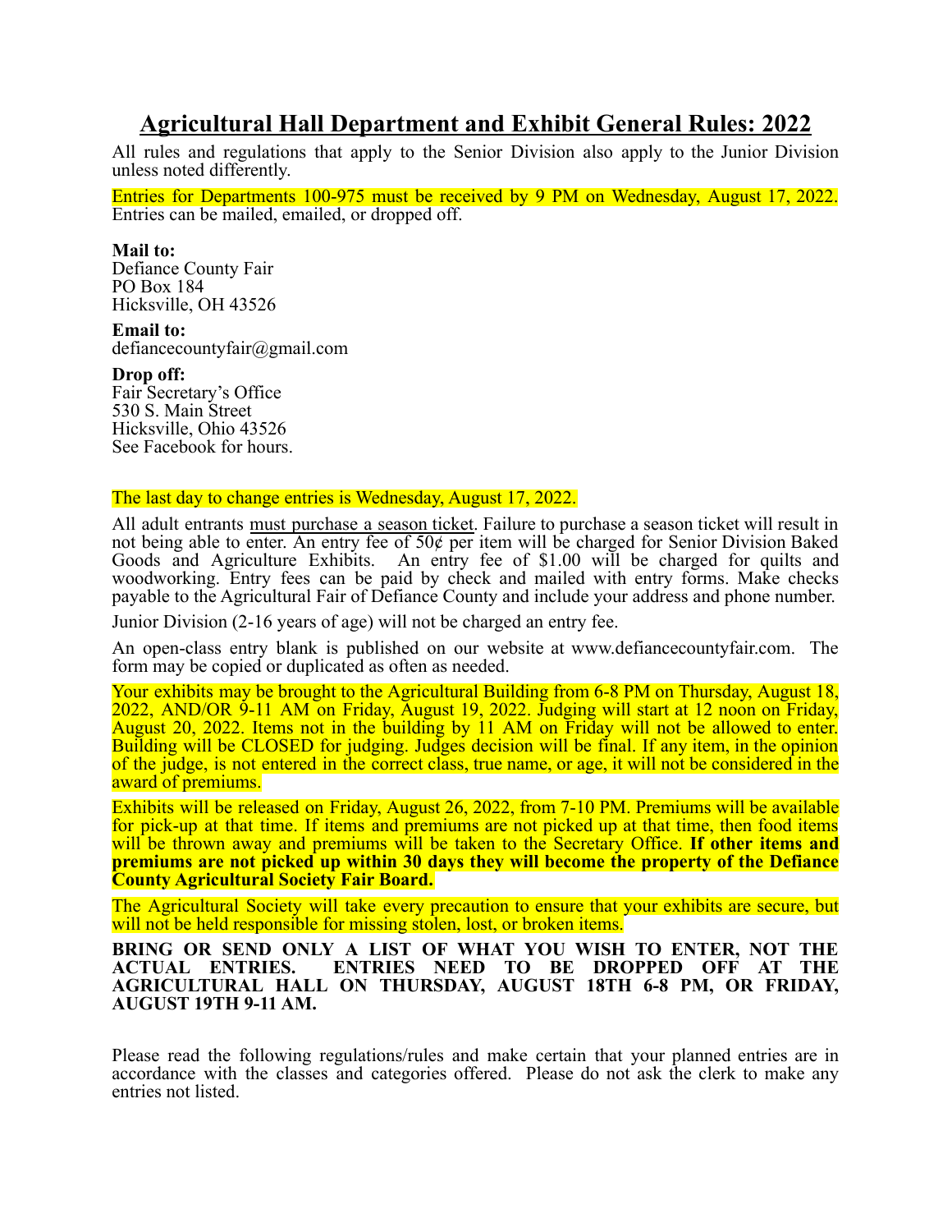# Agricultural Hall Department and Exhibit General Rules: 2022

All rules and regulations that apply to the Senior Division also apply to the Junior Division unless noted differently.

Entries for Departments 100-975 must be received by 9 PM on Wednesday, August 17, 2022. Entries can be mailed, emailed, or dropped off.

**Mail to:**
Defiance County Fair
PO Box 184
Hicksville, OH 43526

**Email to:**
defiancecountyfair@gmail.com

**Drop off:**
Fair Secretary's Office
530 S. Main Street
Hicksville, Ohio 43526
See Facebook for hours.

The last day to change entries is Wednesday, August 17, 2022.

All adult entrants must purchase a season ticket. Failure to purchase a season ticket will result in not being able to enter. An entry fee of 50¢ per item will be charged for Senior Division Baked Goods and Agriculture Exhibits. An entry fee of $1.00 will be charged for quilts and woodworking. Entry fees can be paid by check and mailed with entry forms. Make checks payable to the Agricultural Fair of Defiance County and include your address and phone number.

Junior Division (2-16 years of age) will not be charged an entry fee.

An open-class entry blank is published on our website at www.defiancecountyfair.com. The form may be copied or duplicated as often as needed.

Your exhibits may be brought to the Agricultural Building from 6-8 PM on Thursday, August 18, 2022, AND/OR 9-11 AM on Friday, August 19, 2022. Judging will start at 12 noon on Friday, August 20, 2022. Items not in the building by 11 AM on Friday will not be allowed to enter. Building will be CLOSED for judging. Judges decision will be final. If any item, in the opinion of the judge, is not entered in the correct class, true name, or age, it will not be considered in the award of premiums.

Exhibits will be released on Friday, August 26, 2022, from 7-10 PM. Premiums will be available for pick-up at that time. If items and premiums are not picked up at that time, then food items will be thrown away and premiums will be taken to the Secretary Office. **If other items and premiums are not picked up within 30 days they will become the property of the Defiance County Agricultural Society Fair Board.**

The Agricultural Society will take every precaution to ensure that your exhibits are secure, but will not be held responsible for missing stolen, lost, or broken items.

**BRING OR SEND ONLY A LIST OF WHAT YOU WISH TO ENTER, NOT THE ACTUAL ENTRIES. ENTRIES NEED TO BE DROPPED OFF AT THE AGRICULTURAL HALL ON THURSDAY, AUGUST 18TH 6-8 PM, OR FRIDAY, AUGUST 19TH 9-11 AM.**

Please read the following regulations/rules and make certain that your planned entries are in accordance with the classes and categories offered. Please do not ask the clerk to make any entries not listed.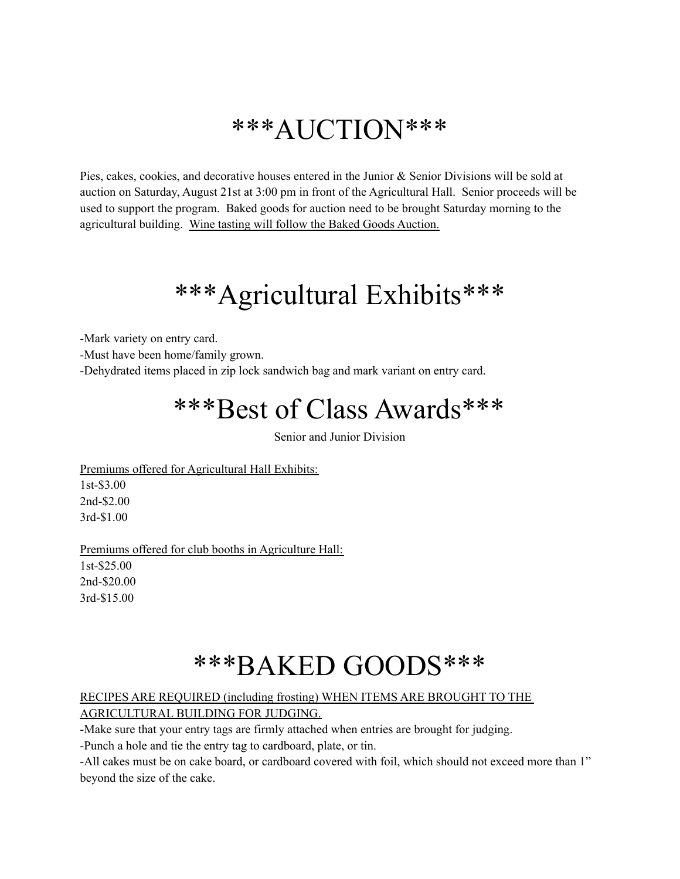# ***AUCTION***

Pies, cakes, cookies, and decorative houses entered in the Junior & Senior Divisions will be sold at auction on Saturday, August 21st at 3:00 pm in front of the Agricultural Hall. Senior proceeds will be used to support the program. Baked goods for auction need to be brought Saturday morning to the agricultural building. Wine tasting will follow the Baked Goods Auction.

# ***Agricultural Exhibits***

-Mark variety on entry card.
-Must have been home/family grown.
-Dehydrated items placed in zip lock sandwich bag and mark variant on entry card.

# ***Best of Class Awards***

Senior and Junior Division

Premiums offered for Agricultural Hall Exhibits:
1st-$3.00
2nd-$2.00
3rd-$1.00

Premiums offered for club booths in Agriculture Hall:
1st-$25.00
2nd-$20.00
3rd-$15.00

# ***BAKED GOODS***

RECIPES ARE REQUIRED (including frosting) WHEN ITEMS ARE BROUGHT TO THE AGRICULTURAL BUILDING FOR JUDGING.

-Make sure that your entry tags are firmly attached when entries are brought for judging.
-Punch a hole and tie the entry tag to cardboard, plate, or tin.
-All cakes must be on cake board, or cardboard covered with foil, which should not exceed more than 1" beyond the size of the cake.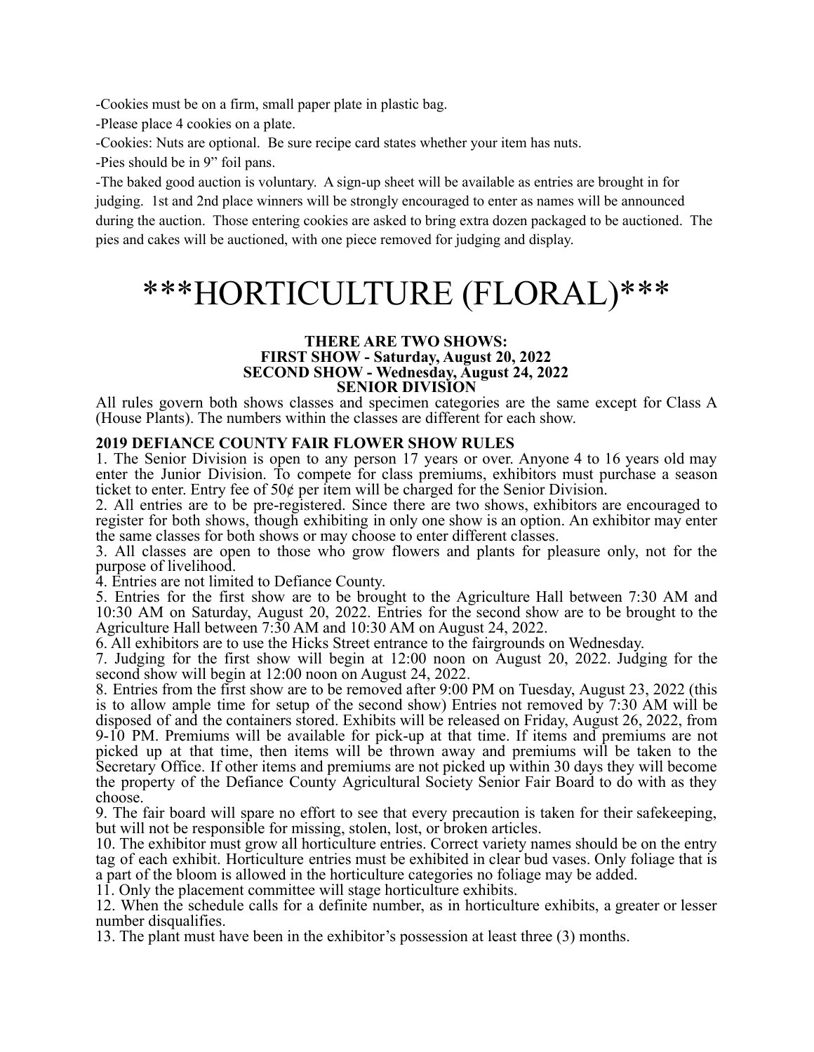-Cookies must be on a firm, small paper plate in plastic bag.

-Please place 4 cookies on a plate.

-Cookies: Nuts are optional. Be sure recipe card states whether your item has nuts.

-Pies should be in 9" foil pans.

-The baked good auction is voluntary. A sign-up sheet will be available as entries are brought in for judging. 1st and 2nd place winners will be strongly encouraged to enter as names will be announced during the auction. Those entering cookies are asked to bring extra dozen packaged to be auctioned. The pies and cakes will be auctioned, with one piece removed for judging and display.

# ***HORTICULTURE (FLORAL)***

**THERE ARE TWO SHOWS:**
**FIRST SHOW - Saturday, August 20, 2022**
**SECOND SHOW - Wednesday, August 24, 2022**
**SENIOR DIVISION**

All rules govern both shows classes and specimen categories are the same except for Class A (House Plants). The numbers within the classes are different for each show.

**2019 DEFIANCE COUNTY FAIR FLOWER SHOW RULES**

1. The Senior Division is open to any person 17 years or over. Anyone 4 to 16 years old may enter the Junior Division. To compete for class premiums, exhibitors must purchase a season ticket to enter. Entry fee of 50¢ per item will be charged for the Senior Division.
2. All entries are to be pre-registered. Since there are two shows, exhibitors are encouraged to register for both shows, though exhibiting in only one show is an option. An exhibitor may enter the same classes for both shows or may choose to enter different classes.
3. All classes are open to those who grow flowers and plants for pleasure only, not for the purpose of livelihood.
4. Entries are not limited to Defiance County.
5. Entries for the first show are to be brought to the Agriculture Hall between 7:30 AM and 10:30 AM on Saturday, August 20, 2022. Entries for the second show are to be brought to the Agriculture Hall between 7:30 AM and 10:30 AM on August 24, 2022.
6. All exhibitors are to use the Hicks Street entrance to the fairgrounds on Wednesday.
7. Judging for the first show will begin at 12:00 noon on August 20, 2022. Judging for the second show will begin at 12:00 noon on August 24, 2022.
8. Entries from the first show are to be removed after 9:00 PM on Tuesday, August 23, 2022 (this is to allow ample time for setup of the second show) Entries not removed by 7:30 AM will be disposed of and the containers stored. Exhibits will be released on Friday, August 26, 2022, from 9-10 PM. Premiums will be available for pick-up at that time. If items and premiums are not picked up at that time, then items will be thrown away and premiums will be taken to the Secretary Office. If other items and premiums are not picked up within 30 days they will become the property of the Defiance County Agricultural Society Senior Fair Board to do with as they choose.
9. The fair board will spare no effort to see that every precaution is taken for their safekeeping, but will not be responsible for missing, stolen, lost, or broken articles.
10. The exhibitor must grow all horticulture entries. Correct variety names should be on the entry tag of each exhibit. Horticulture entries must be exhibited in clear bud vases. Only foliage that is a part of the bloom is allowed in the horticulture categories no foliage may be added.
11. Only the placement committee will stage horticulture exhibits.
12. When the schedule calls for a definite number, as in horticulture exhibits, a greater or lesser number disqualifies.
13. The plant must have been in the exhibitor's possession at least three (3) months.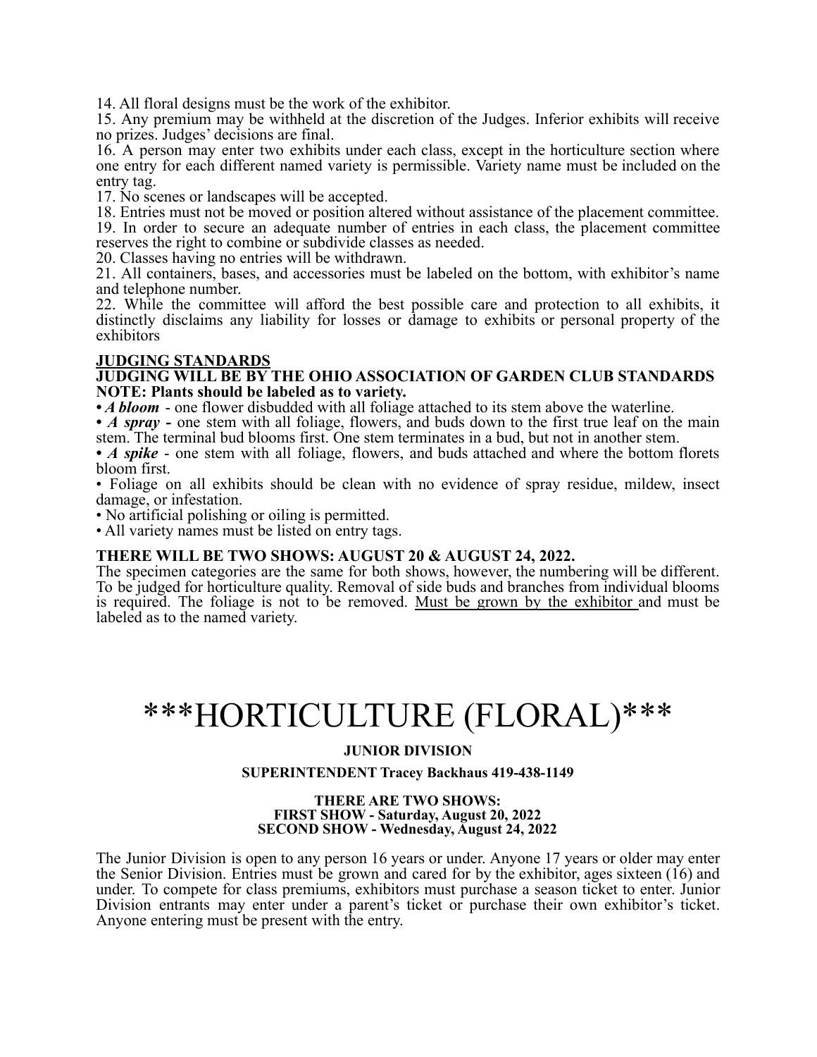14. All floral designs must be the work of the exhibitor.

15. Any premium may be withheld at the discretion of the Judges. Inferior exhibits will receive no prizes. Judges' decisions are final.

16. A person may enter two exhibits under each class, except in the horticulture section where one entry for each different named variety is permissible. Variety name must be included on the entry tag.

17. No scenes or landscapes will be accepted.

18. Entries must not be moved or position altered without assistance of the placement committee.

19. In order to secure an adequate number of entries in each class, the placement committee reserves the right to combine or subdivide classes as needed.

20. Classes having no entries will be withdrawn.

21. All containers, bases, and accessories must be labeled on the bottom, with exhibitor's name and telephone number.

22. While the committee will afford the best possible care and protection to all exhibits, it distinctly disclaims any liability for losses or damage to exhibits or personal property of the exhibitors

**JUDGING STANDARDS**

**JUDGING WILL BE BY THE OHIO ASSOCIATION OF GARDEN CLUB STANDARDS**

**NOTE: Plants should be labeled as to variety.**

- ***A bloom*** - one flower disbudded with all foliage attached to its stem above the waterline.
- ***A spray*** **-** one stem with all foliage, flowers, and buds down to the first true leaf on the main stem. The terminal bud blooms first. One stem terminates in a bud, but not in another stem.
- ***A spike*** - one stem with all foliage, flowers, and buds attached and where the bottom florets bloom first.
- Foliage on all exhibits should be clean with no evidence of spray residue, mildew, insect damage, or infestation.
- No artificial polishing or oiling is permitted.
- All variety names must be listed on entry tags.

**THERE WILL BE TWO SHOWS: AUGUST 20 & AUGUST 24, 2022.**

The specimen categories are the same for both shows, however, the numbering will be different. To be judged for horticulture quality. Removal of side buds and branches from individual blooms is required. The foliage is not to be removed. Must be grown by the exhibitor and must be labeled as to the named variety.

# ***HORTICULTURE (FLORAL)***

**JUNIOR DIVISION**

**SUPERINTENDENT Tracey Backhaus 419-438-1149**

**THERE ARE TWO SHOWS:**
**FIRST SHOW - Saturday, August 20, 2022**
**SECOND SHOW - Wednesday, August 24, 2022**

The Junior Division is open to any person 16 years or under. Anyone 17 years or older may enter the Senior Division. Entries must be grown and cared for by the exhibitor, ages sixteen (16) and under. To compete for class premiums, exhibitors must purchase a season ticket to enter. Junior Division entrants may enter under a parent's ticket or purchase their own exhibitor's ticket. Anyone entering must be present with the entry.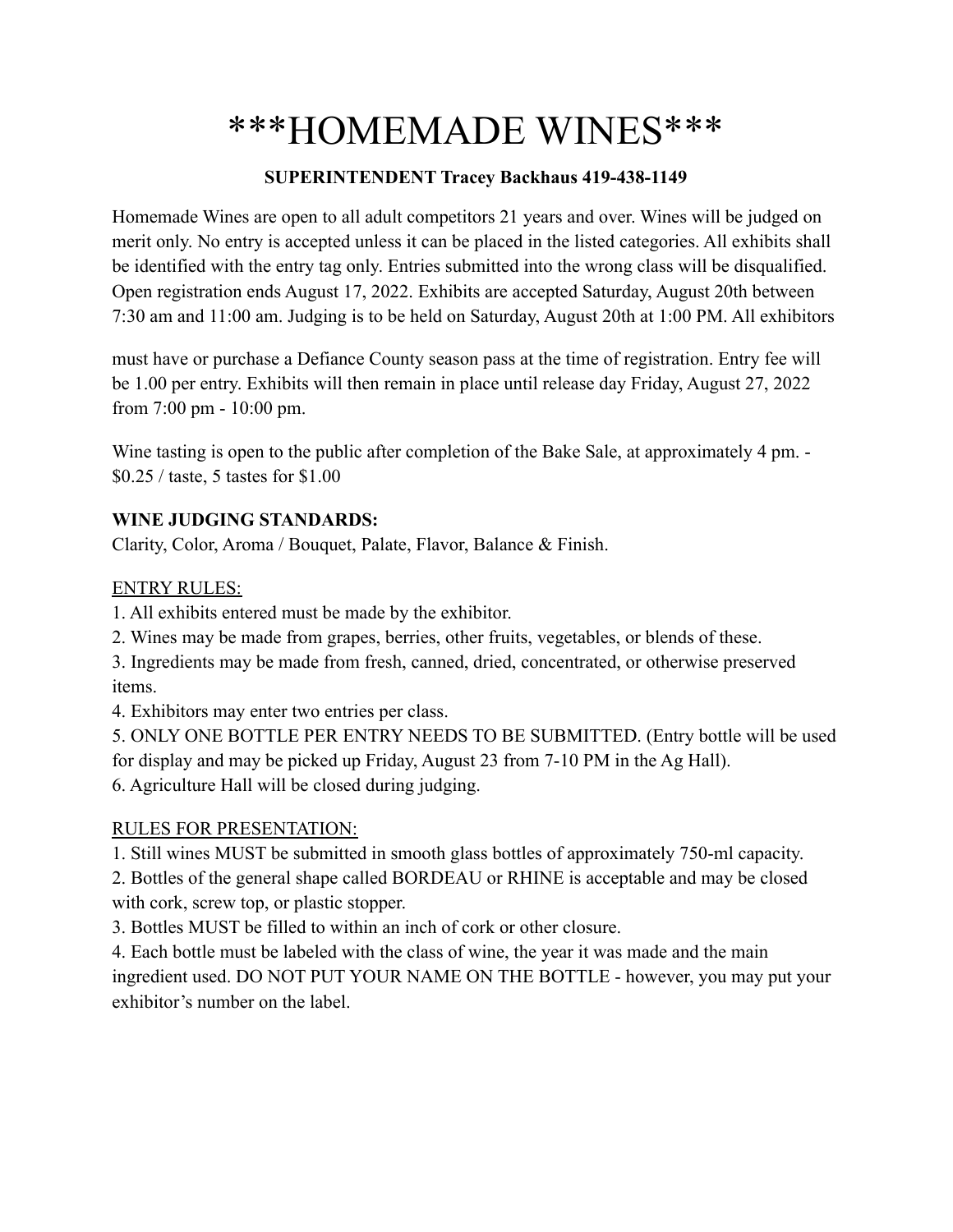# \*\*\*HOMEMADE WINES\*\*\*

**SUPERINTENDENT Tracey Backhaus 419-438-1149**

Homemade Wines are open to all adult competitors 21 years and over. Wines will be judged on merit only. No entry is accepted unless it can be placed in the listed categories. All exhibits shall be identified with the entry tag only. Entries submitted into the wrong class will be disqualified. Open registration ends August 17, 2022. Exhibits are accepted Saturday, August 20th between 7:30 am and 11:00 am. Judging is to be held on Saturday, August 20th at 1:00 PM. All exhibitors must have or purchase a Defiance County season pass at the time of registration. Entry fee will be 1.00 per entry. Exhibits will then remain in place until release day Friday, August 27, 2022 from 7:00 pm - 10:00 pm.

Wine tasting is open to the public after completion of the Bake Sale, at approximately 4 pm. - $0.25 / taste, 5 tastes for $1.00

**WINE JUDGING STANDARDS:**
Clarity, Color, Aroma / Bouquet, Palate, Flavor, Balance & Finish.

<u>ENTRY RULES:</u>

1. All exhibits entered must be made by the exhibitor.
2. Wines may be made from grapes, berries, other fruits, vegetables, or blends of these.
3. Ingredients may be made from fresh, canned, dried, concentrated, or otherwise preserved items.
4. Exhibitors may enter two entries per class.
5. ONLY ONE BOTTLE PER ENTRY NEEDS TO BE SUBMITTED. (Entry bottle will be used for display and may be picked up Friday, August 23 from 7-10 PM in the Ag Hall).
6. Agriculture Hall will be closed during judging.

<u>RULES FOR PRESENTATION:</u>

1. Still wines MUST be submitted in smooth glass bottles of approximately 750-ml capacity.
2. Bottles of the general shape called BORDEAU or RHINE is acceptable and may be closed with cork, screw top, or plastic stopper.
3. Bottles MUST be filled to within an inch of cork or other closure.
4. Each bottle must be labeled with the class of wine, the year it was made and the main ingredient used. DO NOT PUT YOUR NAME ON THE BOTTLE - however, you may put your exhibitor's number on the label.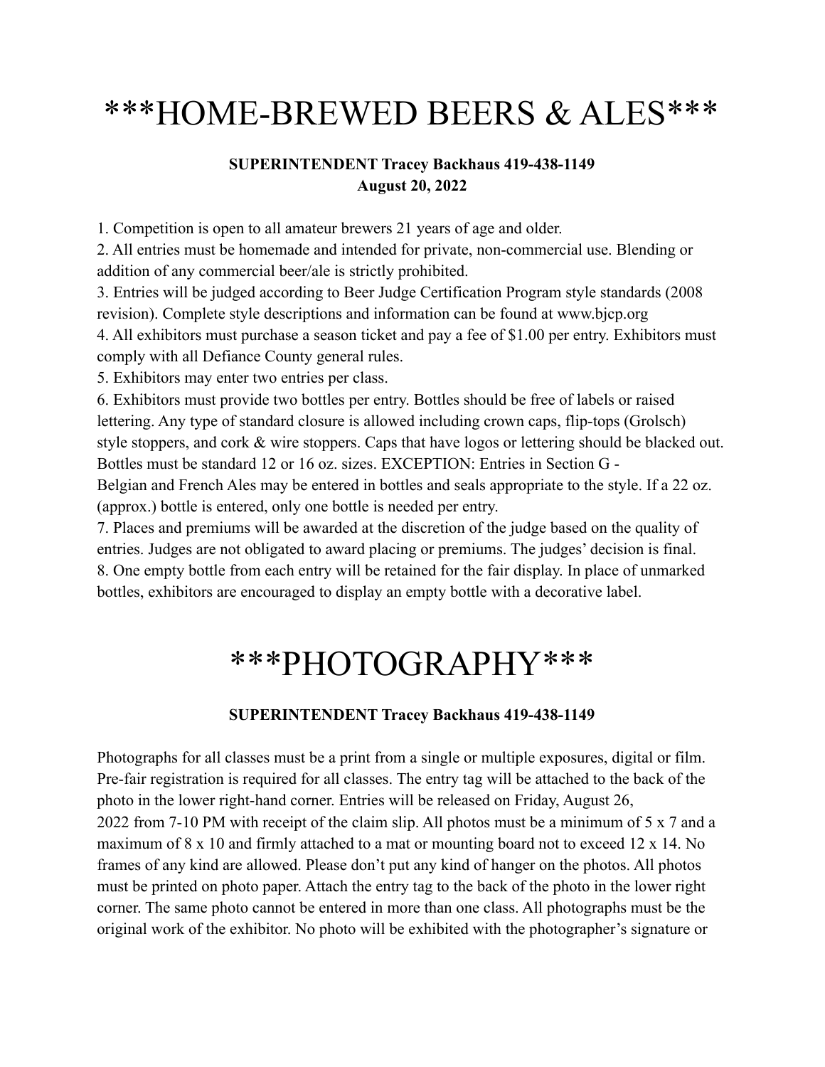# ***HOME-BREWED BEERS & ALES***

**SUPERINTENDENT Tracey Backhaus 419-438-1149**
**August 20, 2022**

1. Competition is open to all amateur brewers 21 years of age and older.
2. All entries must be homemade and intended for private, non-commercial use. Blending or addition of any commercial beer/ale is strictly prohibited.
3. Entries will be judged according to Beer Judge Certification Program style standards (2008 revision). Complete style descriptions and information can be found at www.bjcp.org
4. All exhibitors must purchase a season ticket and pay a fee of $1.00 per entry. Exhibitors must comply with all Defiance County general rules.
5. Exhibitors may enter two entries per class.
6. Exhibitors must provide two bottles per entry. Bottles should be free of labels or raised lettering. Any type of standard closure is allowed including crown caps, flip-tops (Grolsch) style stoppers, and cork & wire stoppers. Caps that have logos or lettering should be blacked out. Bottles must be standard 12 or 16 oz. sizes. EXCEPTION: Entries in Section G - Belgian and French Ales may be entered in bottles and seals appropriate to the style. If a 22 oz. (approx.) bottle is entered, only one bottle is needed per entry.
7. Places and premiums will be awarded at the discretion of the judge based on the quality of entries. Judges are not obligated to award placing or premiums. The judges' decision is final.
8. One empty bottle from each entry will be retained for the fair display. In place of unmarked bottles, exhibitors are encouraged to display an empty bottle with a decorative label.

# ***PHOTOGRAPHY***

**SUPERINTENDENT Tracey Backhaus 419-438-1149**

Photographs for all classes must be a print from a single or multiple exposures, digital or film. Pre-fair registration is required for all classes. The entry tag will be attached to the back of the photo in the lower right-hand corner. Entries will be released on Friday, August 26, 2022 from 7-10 PM with receipt of the claim slip. All photos must be a minimum of 5 x 7 and a maximum of 8 x 10 and firmly attached to a mat or mounting board not to exceed 12 x 14. No frames of any kind are allowed. Please don't put any kind of hanger on the photos. All photos must be printed on photo paper. Attach the entry tag to the back of the photo in the lower right corner. The same photo cannot be entered in more than one class. All photographs must be the original work of the exhibitor. No photo will be exhibited with the photographer's signature or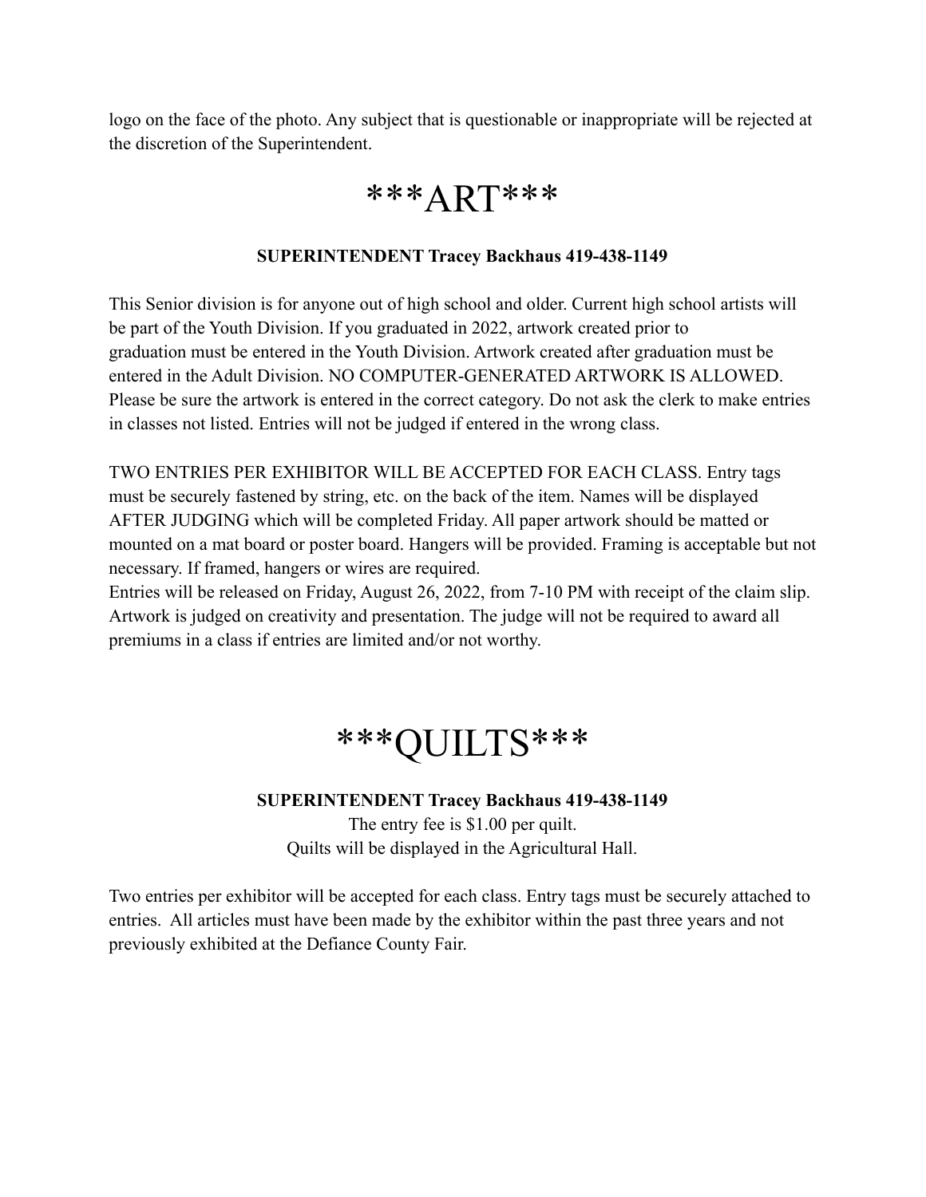logo on the face of the photo. Any subject that is questionable or inappropriate will be rejected at the discretion of the Superintendent.

# ***ART***

**SUPERINTENDENT Tracey Backhaus 419-438-1149**

This Senior division is for anyone out of high school and older. Current high school artists will be part of the Youth Division. If you graduated in 2022, artwork created prior to graduation must be entered in the Youth Division. Artwork created after graduation must be entered in the Adult Division. NO COMPUTER-GENERATED ARTWORK IS ALLOWED. Please be sure the artwork is entered in the correct category. Do not ask the clerk to make entries in classes not listed. Entries will not be judged if entered in the wrong class.

TWO ENTRIES PER EXHIBITOR WILL BE ACCEPTED FOR EACH CLASS. Entry tags must be securely fastened by string, etc. on the back of the item. Names will be displayed AFTER JUDGING which will be completed Friday. All paper artwork should be matted or mounted on a mat board or poster board. Hangers will be provided. Framing is acceptable but not necessary. If framed, hangers or wires are required.
Entries will be released on Friday, August 26, 2022, from 7-10 PM with receipt of the claim slip. Artwork is judged on creativity and presentation. The judge will not be required to award all premiums in a class if entries are limited and/or not worthy.

# ***QUILTS***

**SUPERINTENDENT Tracey Backhaus 419-438-1149**

The entry fee is $1.00 per quilt.
Quilts will be displayed in the Agricultural Hall.

Two entries per exhibitor will be accepted for each class. Entry tags must be securely attached to entries. All articles must have been made by the exhibitor within the past three years and not previously exhibited at the Defiance County Fair.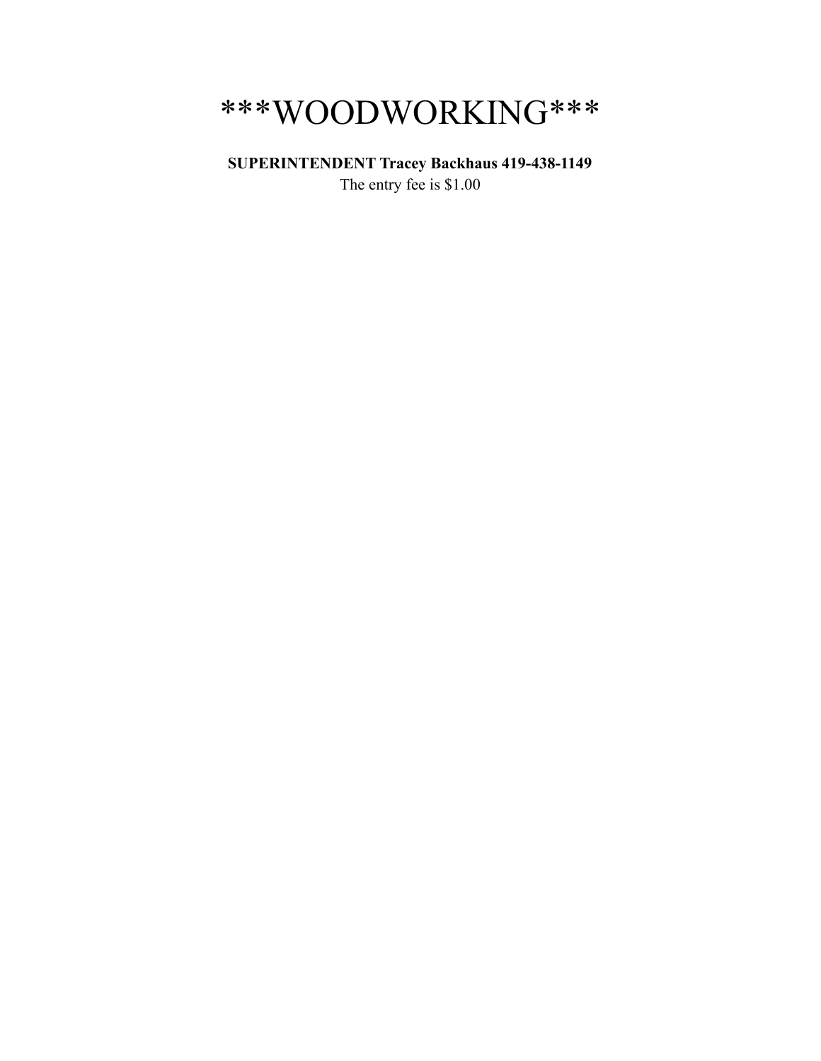# ***WOODWORKING***

**SUPERINTENDENT Tracey Backhaus 419-438-1149**

The entry fee is $1.00